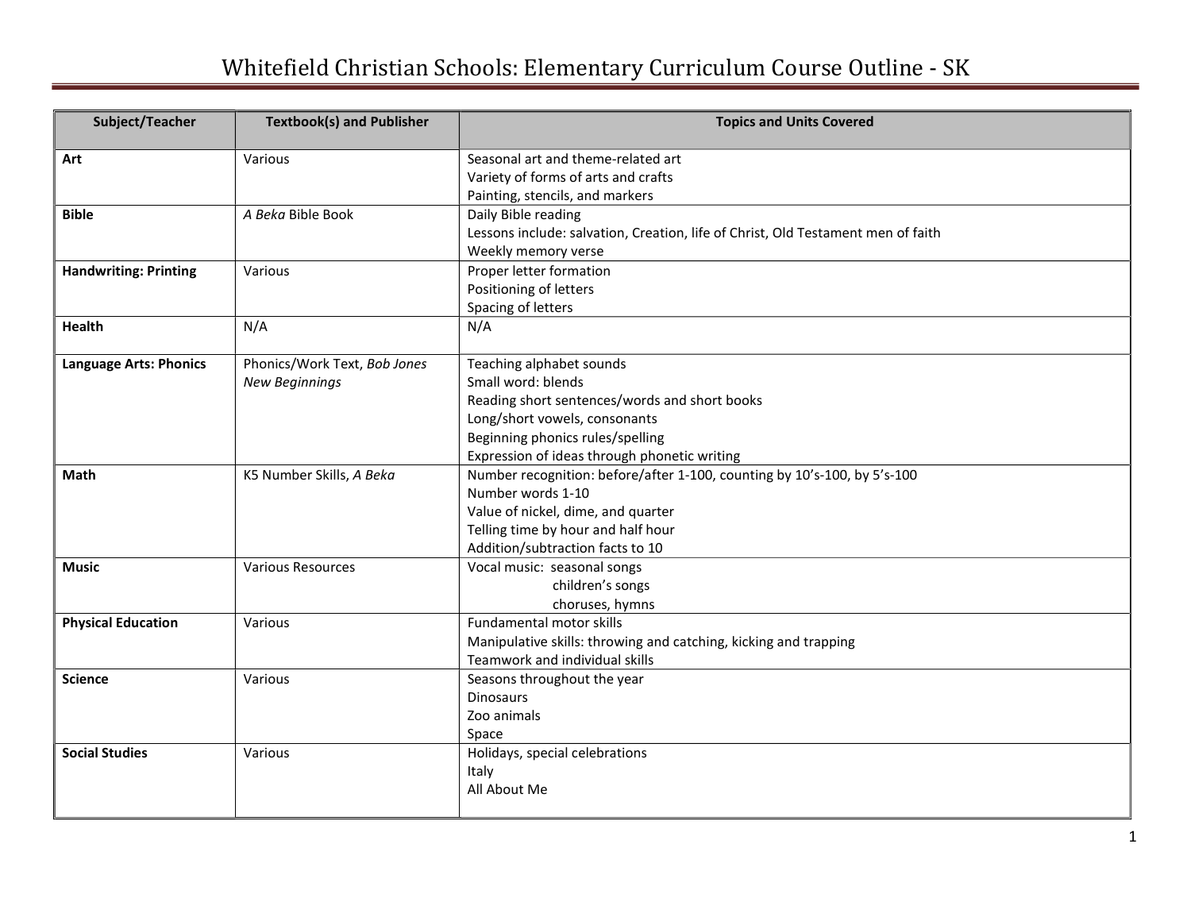# Whitefield Christian Schools: Elementary Curriculum Course Outline - SK

| Subject/Teacher | Textbook(s) and Publisher | Topics and Units Covered |
|---|---|---|
| **Art** | Various | Seasonal art and theme-related art<br>Variety of forms of arts and crafts<br>Painting, stencils, and markers |
| **Bible** | *A Beka* Bible Book | Daily Bible reading<br>Lessons include: salvation, Creation, life of Christ, Old Testament men of faith<br>Weekly memory verse |
| **Handwriting: Printing** | Various | Proper letter formation<br>Positioning of letters<br>Spacing of letters |
| **Health** | N/A | N/A |
| **Language Arts: Phonics** | Phonics/Work Text, *Bob Jones New Beginnings* | Teaching alphabet sounds<br>Small word: blends<br>Reading short sentences/words and short books<br>Long/short vowels, consonants<br>Beginning phonics rules/spelling<br>Expression of ideas through phonetic writing |
| **Math** | K5 Number Skills, *A Beka* | Number recognition: before/after 1-100, counting by 10's-100, by 5's-100<br>Number words 1-10<br>Value of nickel, dime, and quarter<br>Telling time by hour and half hour<br>Addition/subtraction facts to 10 |
| **Music** | Various Resources | Vocal music: seasonal songs<br>children's songs<br>choruses, hymns |
| **Physical Education** | Various | Fundamental motor skills<br>Manipulative skills: throwing and catching, kicking and trapping<br>Teamwork and individual skills |
| **Science** | Various | Seasons throughout the year<br>Dinosaurs<br>Zoo animals<br>Space |
| **Social Studies** | Various | Holidays, special celebrations<br>Italy<br>All About Me |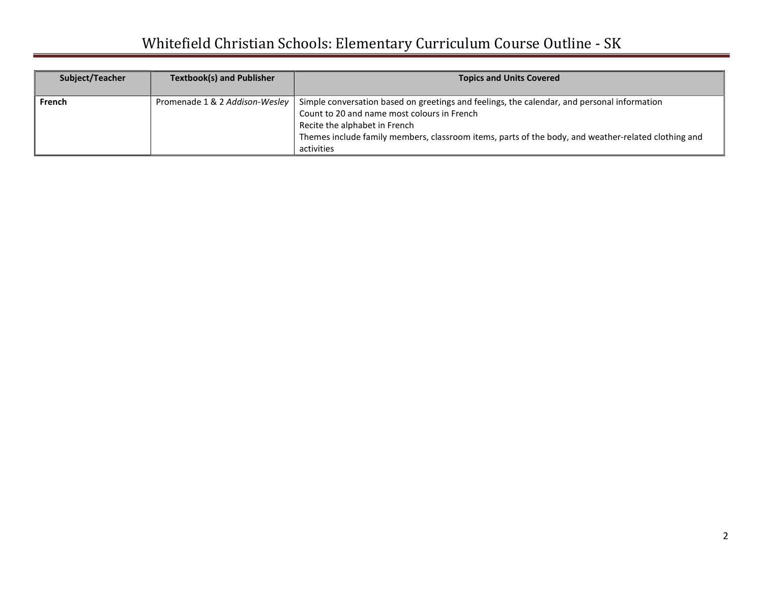| Subject/Teacher | Textbook(s) and Publisher | Topics and Units Covered |
|---|---|---|
| **French** | Promenade 1 & 2 *Addison-Wesley* | Simple conversation based on greetings and feelings, the calendar, and personal information<br>Count to 20 and name most colours in French<br>Recite the alphabet in French<br>Themes include family members, classroom items, parts of the body, and weather-related clothing and activities |